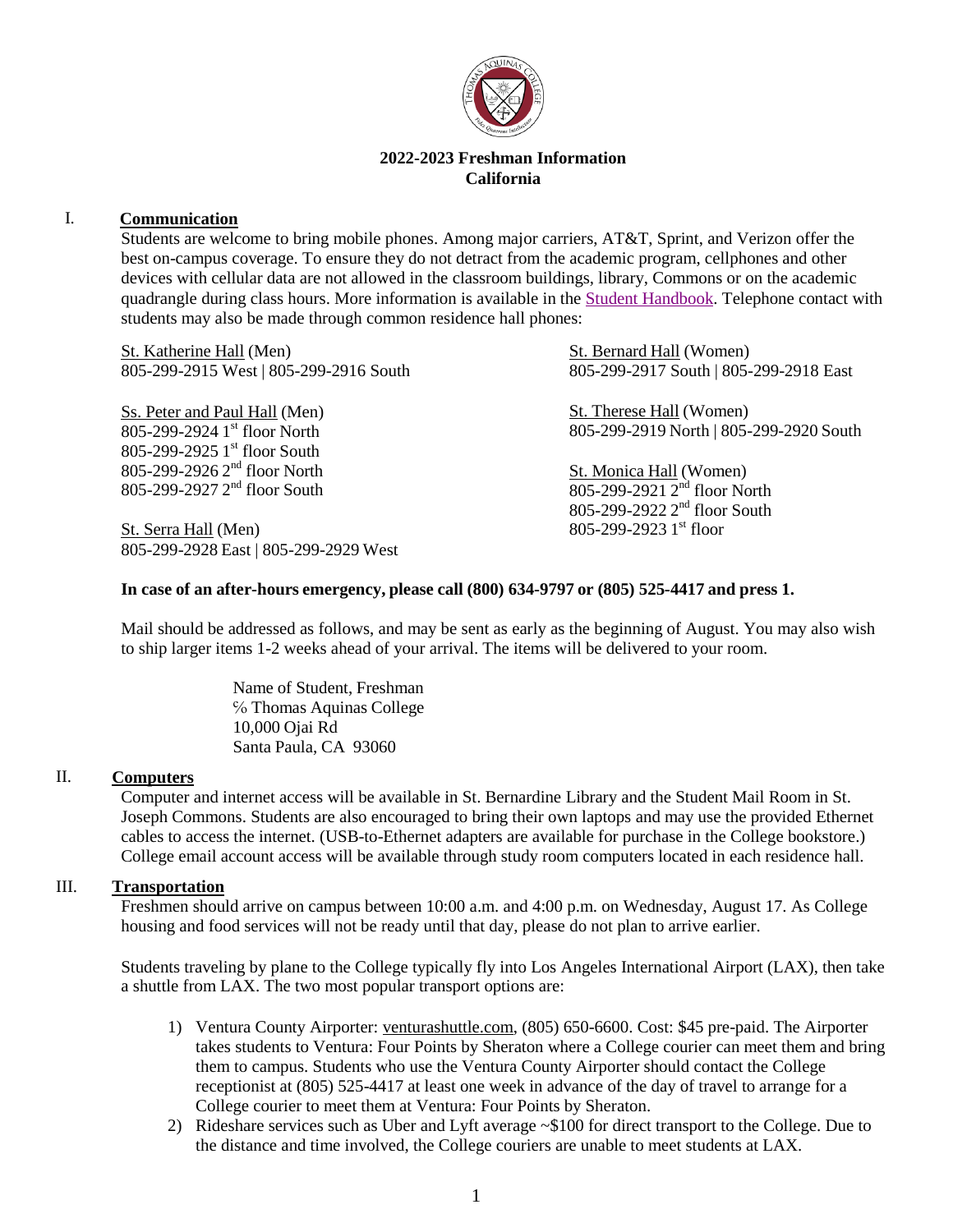**2022-2023 Freshman Information**
**California**

## I. Communication

Students are welcome to bring mobile phones. Among major carriers, AT&T, Sprint, and Verizon offer the best on-campus coverage. To ensure they do not detract from the academic program, cellphones and other devices with cellular data are not allowed in the classroom buildings, library, Commons or on the academic quadrangle during class hours. More information is available in the Student Handbook. Telephone contact with students may also be made through common residence hall phones:

St. Katherine Hall (Men)
805-299-2915 West | 805-299-2916 South

Ss. Peter and Paul Hall (Men)
805-299-2924 1st floor North
805-299-2925 1st floor South
805-299-2926 2nd floor North
805-299-2927 2nd floor South

St. Serra Hall (Men)
805-299-2928 East | 805-299-2929 West

St. Bernard Hall (Women)
805-299-2917 South | 805-299-2918 East

St. Therese Hall (Women)
805-299-2919 North | 805-299-2920 South

St. Monica Hall (Women)
805-299-2921 2nd floor North
805-299-2922 2nd floor South
805-299-2923 1st floor

**In case of an after-hours emergency, please call (800) 634-9797 or (805) 525-4417 and press 1.**

Mail should be addressed as follows, and may be sent as early as the beginning of August. You may also wish to ship larger items 1-2 weeks ahead of your arrival. The items will be delivered to your room.

Name of Student, Freshman
℅ Thomas Aquinas College
10,000 Ojai Rd
Santa Paula, CA 93060

## II. Computers

Computer and internet access will be available in St. Bernardine Library and the Student Mail Room in St. Joseph Commons. Students are also encouraged to bring their own laptops and may use the provided Ethernet cables to access the internet. (USB-to-Ethernet adapters are available for purchase in the College bookstore.) College email account access will be available through study room computers located in each residence hall.

## III. Transportation

Freshmen should arrive on campus between 10:00 a.m. and 4:00 p.m. on Wednesday, August 17. As College housing and food services will not be ready until that day, please do not plan to arrive earlier.

Students traveling by plane to the College typically fly into Los Angeles International Airport (LAX), then take a shuttle from LAX. The two most popular transport options are:

1) Ventura County Airporter: venturashuttle.com, (805) 650-6600. Cost: $45 pre-paid. The Airporter takes students to Ventura: Four Points by Sheraton where a College courier can meet them and bring them to campus. Students who use the Ventura County Airporter should contact the College receptionist at (805) 525-4417 at least one week in advance of the day of travel to arrange for a College courier to meet them at Ventura: Four Points by Sheraton.
2) Rideshare services such as Uber and Lyft average ~$100 for direct transport to the College. Due to the distance and time involved, the College couriers are unable to meet students at LAX.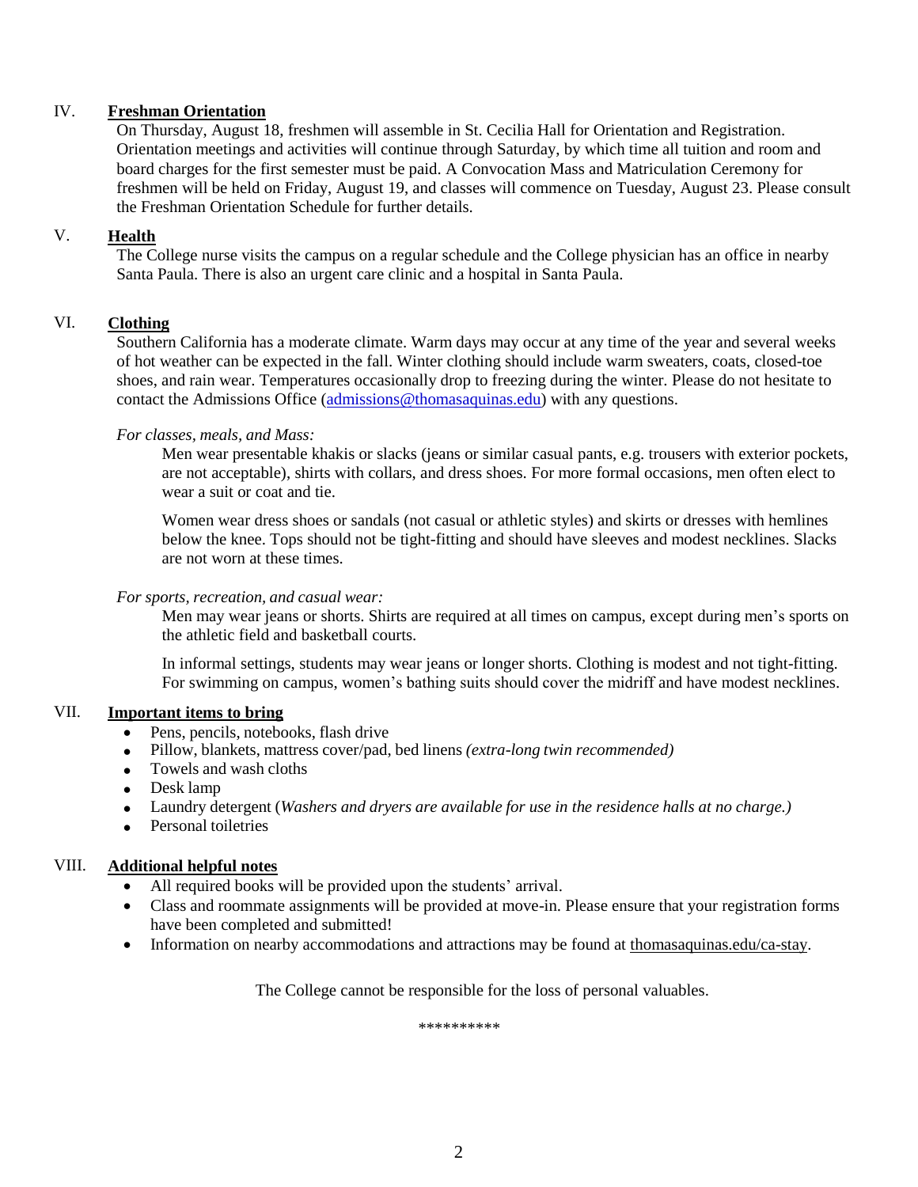## IV. Freshman Orientation

On Thursday, August 18, freshmen will assemble in St. Cecilia Hall for Orientation and Registration. Orientation meetings and activities will continue through Saturday, by which time all tuition and room and board charges for the first semester must be paid. A Convocation Mass and Matriculation Ceremony for freshmen will be held on Friday, August 19, and classes will commence on Tuesday, August 23. Please consult the Freshman Orientation Schedule for further details.

## V. Health

The College nurse visits the campus on a regular schedule and the College physician has an office in nearby Santa Paula. There is also an urgent care clinic and a hospital in Santa Paula.

## VI. Clothing

Southern California has a moderate climate. Warm days may occur at any time of the year and several weeks of hot weather can be expected in the fall. Winter clothing should include warm sweaters, coats, closed-toe shoes, and rain wear. Temperatures occasionally drop to freezing during the winter. Please do not hesitate to contact the Admissions Office (admissions@thomasaquinas.edu) with any questions.

*For classes, meals, and Mass:*

Men wear presentable khakis or slacks (jeans or similar casual pants, e.g. trousers with exterior pockets, are not acceptable), shirts with collars, and dress shoes. For more formal occasions, men often elect to wear a suit or coat and tie.

Women wear dress shoes or sandals (not casual or athletic styles) and skirts or dresses with hemlines below the knee. Tops should not be tight-fitting and should have sleeves and modest necklines. Slacks are not worn at these times.

*For sports, recreation, and casual wear:*

Men may wear jeans or shorts. Shirts are required at all times on campus, except during men's sports on the athletic field and basketball courts.

In informal settings, students may wear jeans or longer shorts. Clothing is modest and not tight-fitting. For swimming on campus, women's bathing suits should cover the midriff and have modest necklines.

## VII. Important items to bring

- Pens, pencils, notebooks, flash drive
- Pillow, blankets, mattress cover/pad, bed linens *(extra-long twin recommended)*
- Towels and wash cloths
- Desk lamp
- Laundry detergent (*Washers and dryers are available for use in the residence halls at no charge.)*
- Personal toiletries

## VIII. Additional helpful notes

- All required books will be provided upon the students' arrival.
- Class and roommate assignments will be provided at move-in. Please ensure that your registration forms have been completed and submitted!
- Information on nearby accommodations and attractions may be found at thomasaquinas.edu/ca-stay.

The College cannot be responsible for the loss of personal valuables.

**********